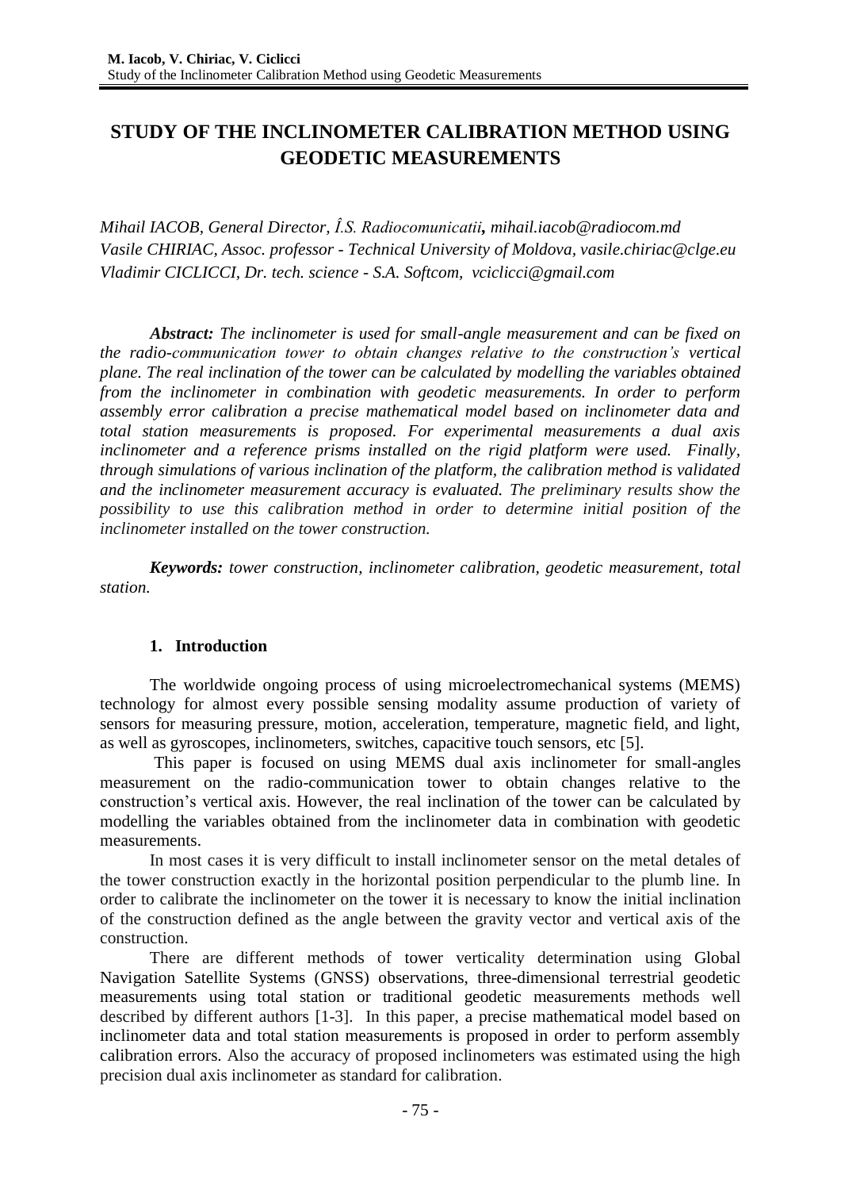# STUDY OF THE INCLINOMETER CALIBRATION METHOD USING GEODETIC MEASUREMENTS

*Mihail IACOB, General Director, Î.S. Radiocomunicatii, mihail.iacob@radiocom.md*
*Vasile CHIRIAC, Assoc. professor - Technical University of Moldova, vasile.chiriac@clge.eu*
*Vladimir CICLICCI, Dr. tech. science - S.A. Softcom, vciclicci@gmail.com*

***Abstract:** The inclinometer is used for small-angle measurement and can be fixed on the radio-communication tower to obtain changes relative to the construction's vertical plane. The real inclination of the tower can be calculated by modelling the variables obtained from the inclinometer in combination with geodetic measurements. In order to perform assembly error calibration a precise mathematical model based on inclinometer data and total station measurements is proposed. For experimental measurements a dual axis inclinometer and a reference prisms installed on the rigid platform were used. Finally, through simulations of various inclination of the platform, the calibration method is validated and the inclinometer measurement accuracy is evaluated. The preliminary results show the possibility to use this calibration method in order to determine initial position of the inclinometer installed on the tower construction.*

***Keywords:** tower construction, inclinometer calibration, geodetic measurement, total station.*

## 1. Introduction

The worldwide ongoing process of using microelectromechanical systems (MEMS) technology for almost every possible sensing modality assume production of variety of sensors for measuring pressure, motion, acceleration, temperature, magnetic field, and light, as well as gyroscopes, inclinometers, switches, capacitive touch sensors, etc [5].

This paper is focused on using MEMS dual axis inclinometer for small-angles measurement on the radio-communication tower to obtain changes relative to the construction's vertical axis. However, the real inclination of the tower can be calculated by modelling the variables obtained from the inclinometer data in combination with geodetic measurements.

In most cases it is very difficult to install inclinometer sensor on the metal detales of the tower construction exactly in the horizontal position perpendicular to the plumb line. In order to calibrate the inclinometer on the tower it is necessary to know the initial inclination of the construction defined as the angle between the gravity vector and vertical axis of the construction.

There are different methods of tower verticality determination using Global Navigation Satellite Systems (GNSS) observations, three-dimensional terrestrial geodetic measurements using total station or traditional geodetic measurements methods well described by different authors [1-3]. In this paper, a precise mathematical model based on inclinometer data and total station measurements is proposed in order to perform assembly calibration errors. Also the accuracy of proposed inclinometers was estimated using the high precision dual axis inclinometer as standard for calibration.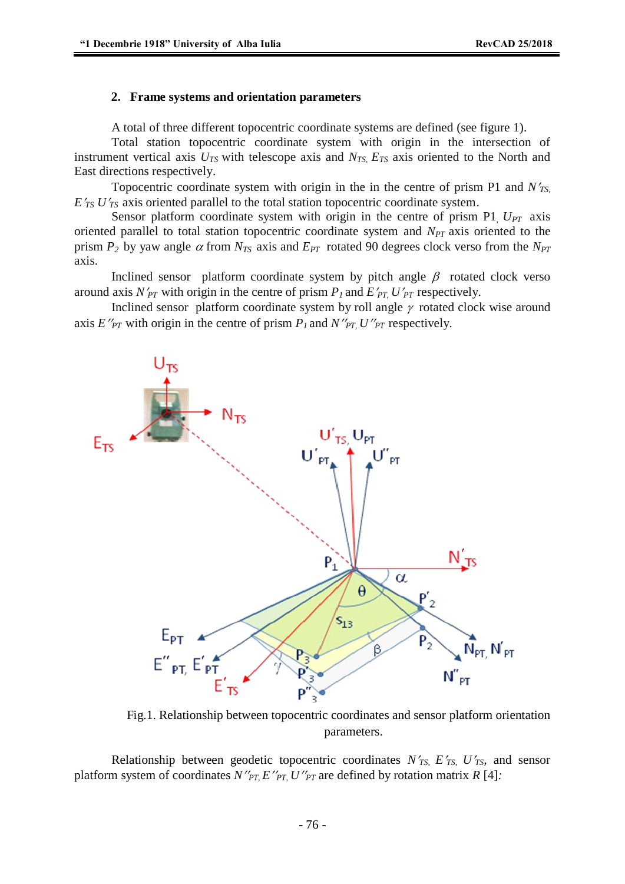## 2. Frame systems and orientation parameters

A total of three different topocentric coordinate systems are defined (see figure 1).

Total station topocentric coordinate system with origin in the intersection of instrument vertical axis $U_{TS}$ with telescope axis and $N_{TS}$, $E_{TS}$ axis oriented to the North and East directions respectively.

Topocentric coordinate system with origin in the in the centre of prism P1 and $N'_{TS}$, $E'_{TS}$ $U'_{TS}$ axis oriented parallel to the total station topocentric coordinate system.

Sensor platform coordinate system with origin in the centre of prism P1, $U_{PT}$ axis oriented parallel to total station topocentric coordinate system and $N_{PT}$ axis oriented to the prism $P_2$ by yaw angle $\alpha$ from $N_{TS}$ axis and $E_{PT}$ rotated 90 degrees clock verso from the $N_{PT}$ axis.

Inclined sensor platform coordinate system by pitch angle $\beta$ rotated clock verso around axis $N'_{PT}$ with origin in the centre of prism $P_1$ and $E'_{PT}$, $U'_{PT}$ respectively.

Inclined sensor platform coordinate system by roll angle $\gamma$ rotated clock wise around axis $E''_{PT}$ with origin in the centre of prism $P_1$ and $N''_{PT}$, $U''_{PT}$ respectively.

Fig.1. Relationship between topocentric coordinates and sensor platform orientation parameters.

Relationship between geodetic topocentric coordinates $N'_{TS}$, $E'_{TS}$, $U'_{TS}$, and sensor platform system of coordinates $N''_{PT}$, $E''_{PT}$, $U''_{PT}$ are defined by rotation matrix $R$ [4]: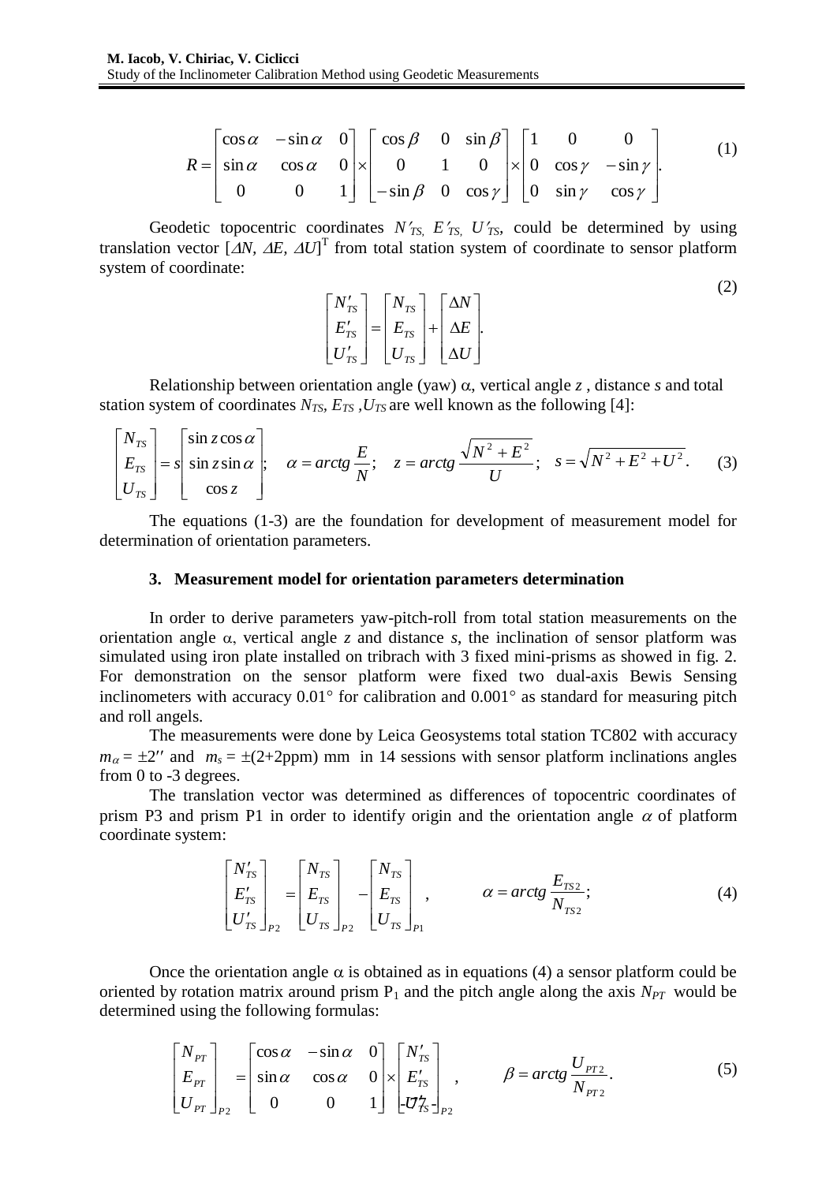$$R = \begin{bmatrix} \cos\alpha & -\sin\alpha & 0 \\ \sin\alpha & \cos\alpha & 0 \\ 0 & 0 & 1 \end{bmatrix} \times \begin{bmatrix} \cos\beta & 0 & \sin\beta \\ 0 & 1 & 0 \\ -\sin\beta & 0 & \cos\gamma \end{bmatrix} \times \begin{bmatrix} 1 & 0 & 0 \\ 0 & \cos\gamma & -\sin\gamma \\ 0 & \sin\gamma & \cos\gamma \end{bmatrix}. \tag{1}$$

Geodetic topocentric coordinates $N'_{TS}, E'_{TS}, U'_{TS}$, could be determined by using translation vector $[\Delta N, \Delta E, \Delta U]^T$ from total station system of coordinate to sensor platform system of coordinate:

$$\begin{bmatrix} N'_{TS} \\ E'_{TS} \\ U'_{TS} \end{bmatrix} = \begin{bmatrix} N_{TS} \\ E_{TS} \\ U_{TS} \end{bmatrix} + \begin{bmatrix} \Delta N \\ \Delta E \\ \Delta U \end{bmatrix}. \tag{2}$$

Relationship between orientation angle (yaw) $\alpha$, vertical angle $z$ , distance $s$ and total station system of coordinates $N_{TS}, E_{TS}, U_{TS}$ are well known as the following [4]:

$$\begin{bmatrix} N_{TS} \\ E_{TS} \\ U_{TS} \end{bmatrix} = s \begin{bmatrix} \sin z \cos\alpha \\ \sin z \sin\alpha \\ \cos z \end{bmatrix}; \quad \alpha = arctg\frac{E}{N}; \quad z = arctg\frac{\sqrt{N^2+E^2}}{U}; \quad s = \sqrt{N^2+E^2+U^2}. \tag{3}$$

The equations (1-3) are the foundation for development of measurement model for determination of orientation parameters.

### 3. Measurement model for orientation parameters determination

In order to derive parameters yaw-pitch-roll from total station measurements on the orientation angle $\alpha$, vertical angle $z$ and distance $s$, the inclination of sensor platform was simulated using iron plate installed on tribrach with 3 fixed mini-prisms as showed in fig. 2. For demonstration on the sensor platform were fixed two dual-axis Bewis Sensing inclinometers with accuracy 0.01° for calibration and 0.001° as standard for measuring pitch and roll angels.

The measurements were done by Leica Geosystems total station TC802 with accuracy $m_\alpha = \pm 2''$ and $m_s = \pm(2+2\text{ppm})$ mm in 14 sessions with sensor platform inclinations angles from 0 to -3 degrees.

The translation vector was determined as differences of topocentric coordinates of prism P3 and prism P1 in order to identify origin and the orientation angle $\alpha$ of platform coordinate system:

$$\begin{bmatrix} N'_{TS} \\ E'_{TS} \\ U'_{TS} \end{bmatrix}_{P2} = \begin{bmatrix} N_{TS} \\ E_{TS} \\ U_{TS} \end{bmatrix}_{P2} - \begin{bmatrix} N_{TS} \\ E_{TS} \\ U_{TS} \end{bmatrix}_{P1}, \qquad \alpha = arctg\frac{E_{TS2}}{N_{TS2}}; \tag{4}$$

Once the orientation angle $\alpha$ is obtained as in equations (4) a sensor platform could be oriented by rotation matrix around prism $P_1$ and the pitch angle along the axis $N_{PT}$ would be determined using the following formulas:

$$\begin{bmatrix} N_{PT} \\ E_{PT} \\ U_{PT} \end{bmatrix}_{P2} = \begin{bmatrix} \cos\alpha & -\sin\alpha & 0 \\ \sin\alpha & \cos\alpha & 0 \\ 0 & 0 & 1 \end{bmatrix} \times \begin{bmatrix} N'_{TS} \\ E'_{TS} \\ U'_{TS} \end{bmatrix}_{P2}, \qquad \beta = arctg\frac{U_{PT2}}{N_{PT2}}. \tag{5}$$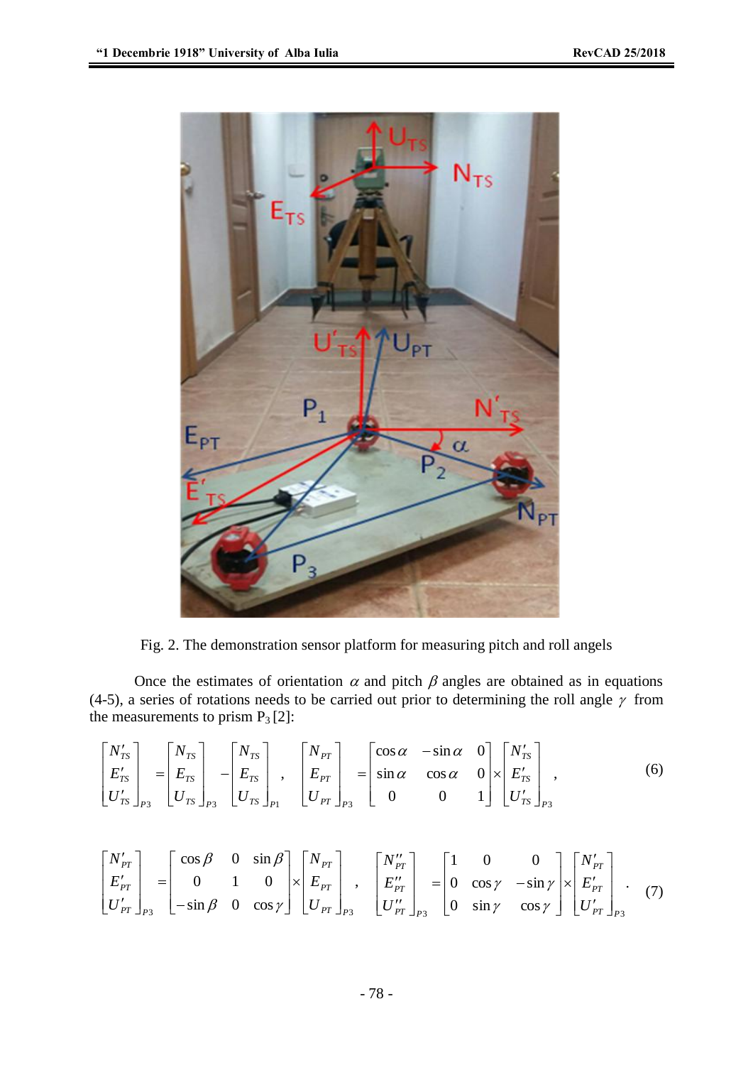Fig. 2. The demonstration sensor platform for measuring pitch and roll angels

Once the estimates of orientation $\alpha$ and pitch $\beta$ angles are obtained as in equations (4-5), a series of rotations needs to be carried out prior to determining the roll angle $\gamma$ from the measurements to prism $P_3$ [2]:

$$\begin{bmatrix} N'_{TS} \\ E'_{TS} \\ U'_{TS} \end{bmatrix}_{P3} = \begin{bmatrix} N_{TS} \\ E_{TS} \\ U_{TS} \end{bmatrix}_{P3} - \begin{bmatrix} N_{TS} \\ E_{TS} \\ U_{TS} \end{bmatrix}_{P1} , \quad \begin{bmatrix} N_{PT} \\ E_{PT} \\ U_{PT} \end{bmatrix}_{P3} = \begin{bmatrix} \cos\alpha & -\sin\alpha & 0 \\ \sin\alpha & \cos\alpha & 0 \\ 0 & 0 & 1 \end{bmatrix} \times \begin{bmatrix} N'_{TS} \\ E'_{TS} \\ U'_{TS} \end{bmatrix}_{P3} , \tag{6}$$

$$\begin{bmatrix} N'_{PT} \\ E'_{PT} \\ U'_{PT} \end{bmatrix}_{P3} = \begin{bmatrix} \cos\beta & 0 & \sin\beta \\ 0 & 1 & 0 \\ -\sin\beta & 0 & \cos\gamma \end{bmatrix} \times \begin{bmatrix} N_{PT} \\ E_{PT} \\ U_{PT} \end{bmatrix}_{P3} , \quad \begin{bmatrix} N''_{PT} \\ E''_{PT} \\ U''_{PT} \end{bmatrix}_{P3} = \begin{bmatrix} 1 & 0 & 0 \\ 0 & \cos\gamma & -\sin\gamma \\ 0 & \sin\gamma & \cos\gamma \end{bmatrix} \times \begin{bmatrix} N'_{PT} \\ E'_{PT} \\ U'_{PT} \end{bmatrix}_{P3} . \tag{7}$$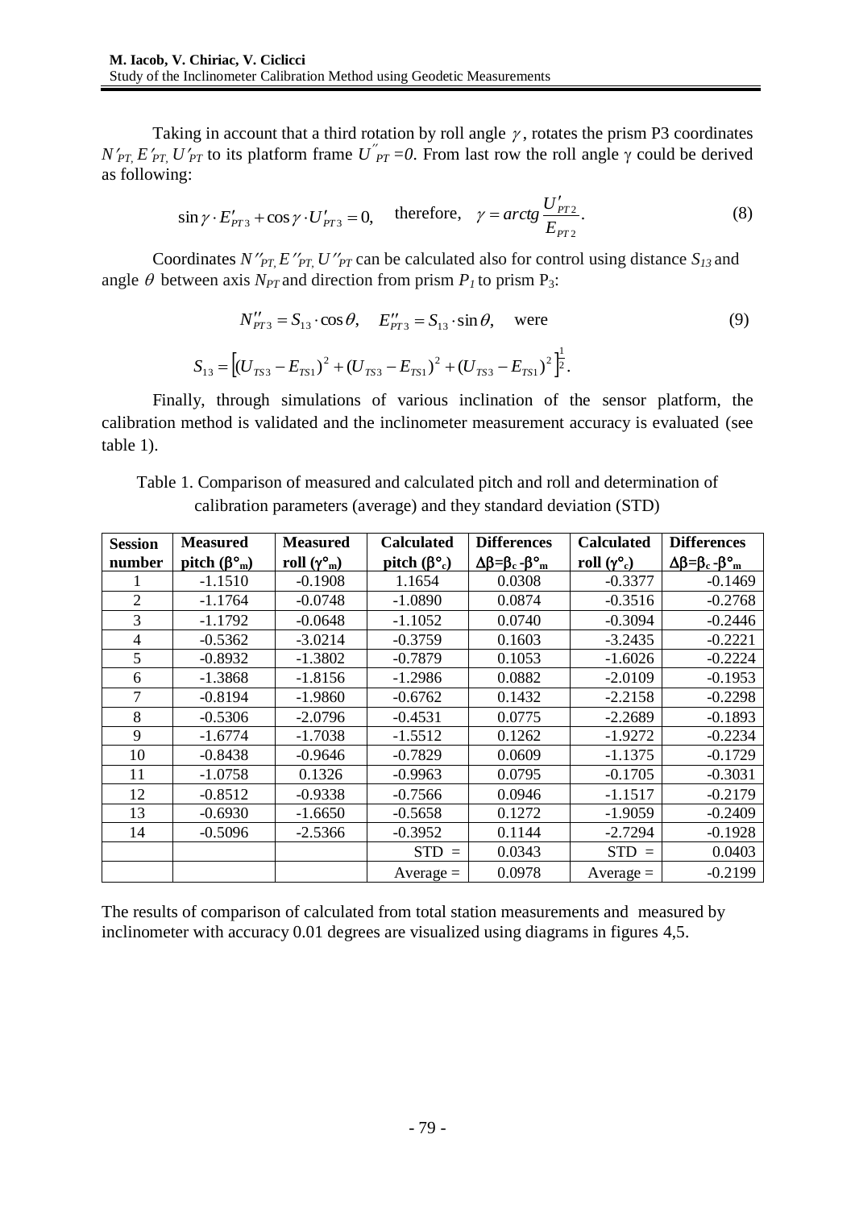Taking in account that a third rotation by roll angle $\gamma$, rotates the prism P3 coordinates $N'_{PT,} E'_{PT,} U'_{PT}$ to its platform frame $U''_{PT} = 0$. From last row the roll angle $\gamma$ could be derived as following:

$$\sin\gamma \cdot E'_{PT3} + \cos\gamma \cdot U'_{PT3} = 0, \quad \text{therefore,} \quad \gamma = arctg\frac{U'_{PT2}}{E_{PT2}}. \tag{8}$$

Coordinates $N''_{PT,} E''_{PT,} U''_{PT}$ can be calculated also for control using distance $S_{13}$ and angle $\theta$ between axis $N_{PT}$ and direction from prism $P_1$ to prism $P_3$:

$$N''_{PT3} = S_{13} \cdot \cos\theta, \quad E''_{PT3} = S_{13} \cdot \sin\theta, \quad \text{were} \tag{9}$$

$$S_{13} = \left[(U_{TS3} - E_{TS1})^2 + (U_{TS3} - E_{TS1})^2 + (U_{TS3} - E_{TS1})^2\right]^{\frac{1}{2}}.$$

Finally, through simulations of various inclination of the sensor platform, the calibration method is validated and the inclinometer measurement accuracy is evaluated (see table 1).

Table 1. Comparison of measured and calculated pitch and roll and determination of calibration parameters (average) and they standard deviation (STD)

| Session number | Measured pitch ($\beta°_m$) | Measured roll ($\gamma°_m$) | Calculated pitch ($\beta°_c$) | Differences $\Delta\beta=\beta_c-\beta°_m$ | Calculated roll ($\gamma°_c$) | Differences $\Delta\beta=\beta_c-\beta°_m$ |
|---|---|---|---|---|---|---|
| 1 | -1.1510 | -0.1908 | 1.1654 | 0.0308 | -0.3377 | -0.1469 |
| 2 | -1.1764 | -0.0748 | -1.0890 | 0.0874 | -0.3516 | -0.2768 |
| 3 | -1.1792 | -0.0648 | -1.1052 | 0.0740 | -0.3094 | -0.2446 |
| 4 | -0.5362 | -3.0214 | -0.3759 | 0.1603 | -3.2435 | -0.2221 |
| 5 | -0.8932 | -1.3802 | -0.7879 | 0.1053 | -1.6026 | -0.2224 |
| 6 | -1.3868 | -1.8156 | -1.2986 | 0.0882 | -2.0109 | -0.1953 |
| 7 | -0.8194 | -1.9860 | -0.6762 | 0.1432 | -2.2158 | -0.2298 |
| 8 | -0.5306 | -2.0796 | -0.4531 | 0.0775 | -2.2689 | -0.1893 |
| 9 | -1.6774 | -1.7038 | -1.5512 | 0.1262 | -1.9272 | -0.2234 |
| 10 | -0.8438 | -0.9646 | -0.7829 | 0.0609 | -1.1375 | -0.1729 |
| 11 | -1.0758 | 0.1326 | -0.9963 | 0.0795 | -0.1705 | -0.3031 |
| 12 | -0.8512 | -0.9338 | -0.7566 | 0.0946 | -1.1517 | -0.2179 |
| 13 | -0.6930 | -1.6650 | -0.5658 | 0.1272 | -1.9059 | -0.2409 |
| 14 | -0.5096 | -2.5366 | -0.3952 | 0.1144 | -2.7294 | -0.1928 |
| | | | STD = | 0.0343 | STD = | 0.0403 |
| | | | Average = | 0.0978 | Average = | -0.2199 |

The results of comparison of calculated from total station measurements and measured by inclinometer with accuracy 0.01 degrees are visualized using diagrams in figures 4,5.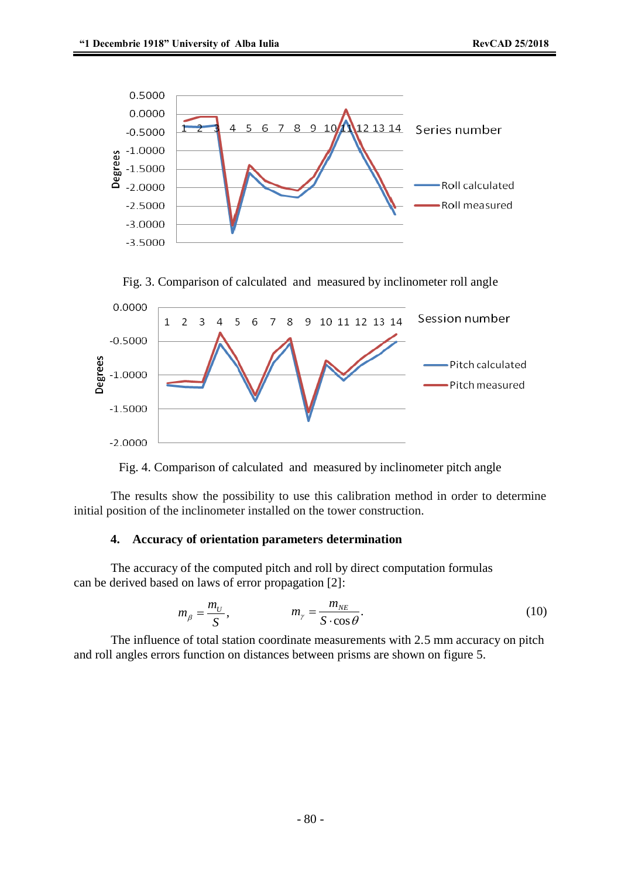Fig. 3. Comparison of calculated and measured by inclinometer roll angle

Fig. 4. Comparison of calculated and measured by inclinometer pitch angle

The results show the possibility to use this calibration method in order to determine initial position of the inclinometer installed on the tower construction.

## 4. Accuracy of orientation parameters determination

The accuracy of the computed pitch and roll by direct computation formulas can be derived based on laws of error propagation [2]:

$$m_{\beta} = \frac{m_U}{S}, \qquad m_{\gamma} = \frac{m_{NE}}{S \cdot \cos\theta}. \tag{10}$$

The influence of total station coordinate measurements with 2.5 mm accuracy on pitch and roll angles errors function on distances between prisms are shown on figure 5.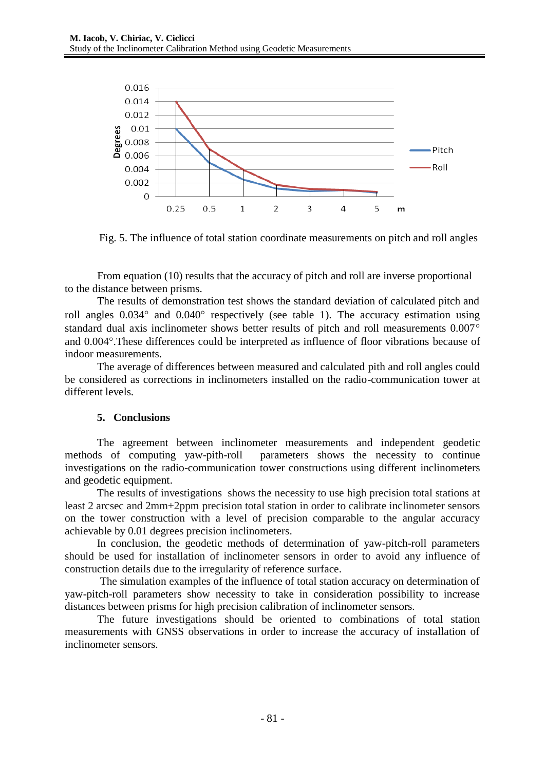Fig. 5. The influence of total station coordinate measurements on pitch and roll angles

From equation (10) results that the accuracy of pitch and roll are inverse proportional to the distance between prisms.

The results of demonstration test shows the standard deviation of calculated pitch and roll angles 0.034° and 0.040° respectively (see table 1). The accuracy estimation using standard dual axis inclinometer shows better results of pitch and roll measurements 0.007° and 0.004°.These differences could be interpreted as influence of floor vibrations because of indoor measurements.

The average of differences between measured and calculated pith and roll angles could be considered as corrections in inclinometers installed on the radio-communication tower at different levels.

## 5. Conclusions

The agreement between inclinometer measurements and independent geodetic methods of computing yaw-pith-roll parameters shows the necessity to continue investigations on the radio-communication tower constructions using different inclinometers and geodetic equipment.

The results of investigations shows the necessity to use high precision total stations at least 2 arcsec and 2mm+2ppm precision total station in order to calibrate inclinometer sensors on the tower construction with a level of precision comparable to the angular accuracy achievable by 0.01 degrees precision inclinometers.

In conclusion, the geodetic methods of determination of yaw-pitch-roll parameters should be used for installation of inclinometer sensors in order to avoid any influence of construction details due to the irregularity of reference surface.

The simulation examples of the influence of total station accuracy on determination of yaw-pitch-roll parameters show necessity to take in consideration possibility to increase distances between prisms for high precision calibration of inclinometer sensors.

The future investigations should be oriented to combinations of total station measurements with GNSS observations in order to increase the accuracy of installation of inclinometer sensors.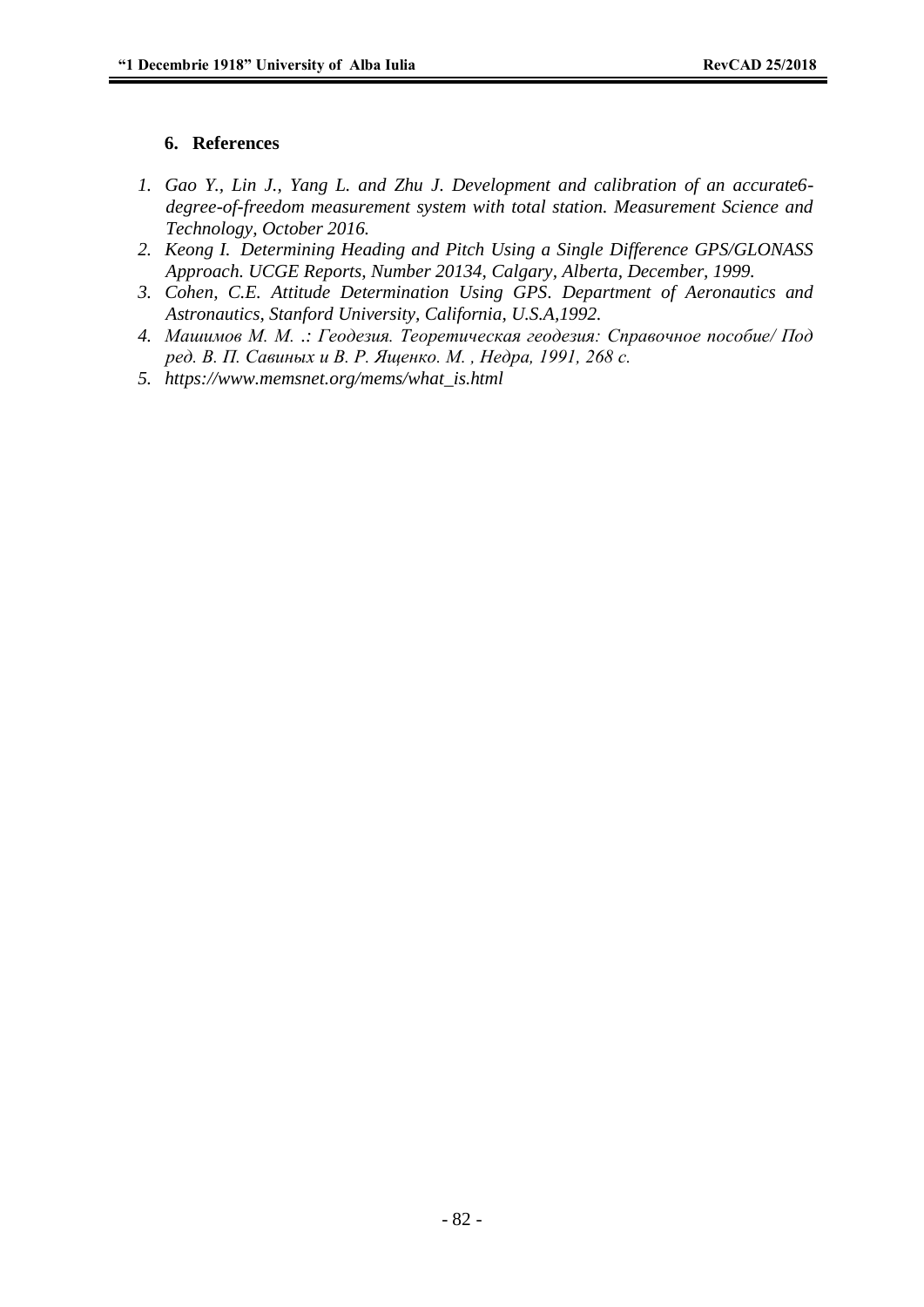## 6. References

1. *Gao Y., Lin J., Yang L. and Zhu J. Development and calibration of an accurate6-degree-of-freedom measurement system with total station. Measurement Science and Technology, October 2016.*
2. *Keong I. Determining Heading and Pitch Using a Single Difference GPS/GLONASS Approach. UCGE Reports, Number 20134, Calgary, Alberta, December, 1999.*
3. *Cohen, C.E. Attitude Determination Using GPS. Department of Aeronautics and Astronautics, Stanford University, California, U.S.A,1992.*
4. *Машимов М. М. .: Геодезия. Теоретическая геодезия: Справочное пособие/ Под ред. В. П. Савиных и В. Р. Ященко. М. , Недра, 1991, 268 с.*
5. *https://www.memsnet.org/mems/what_is.html*